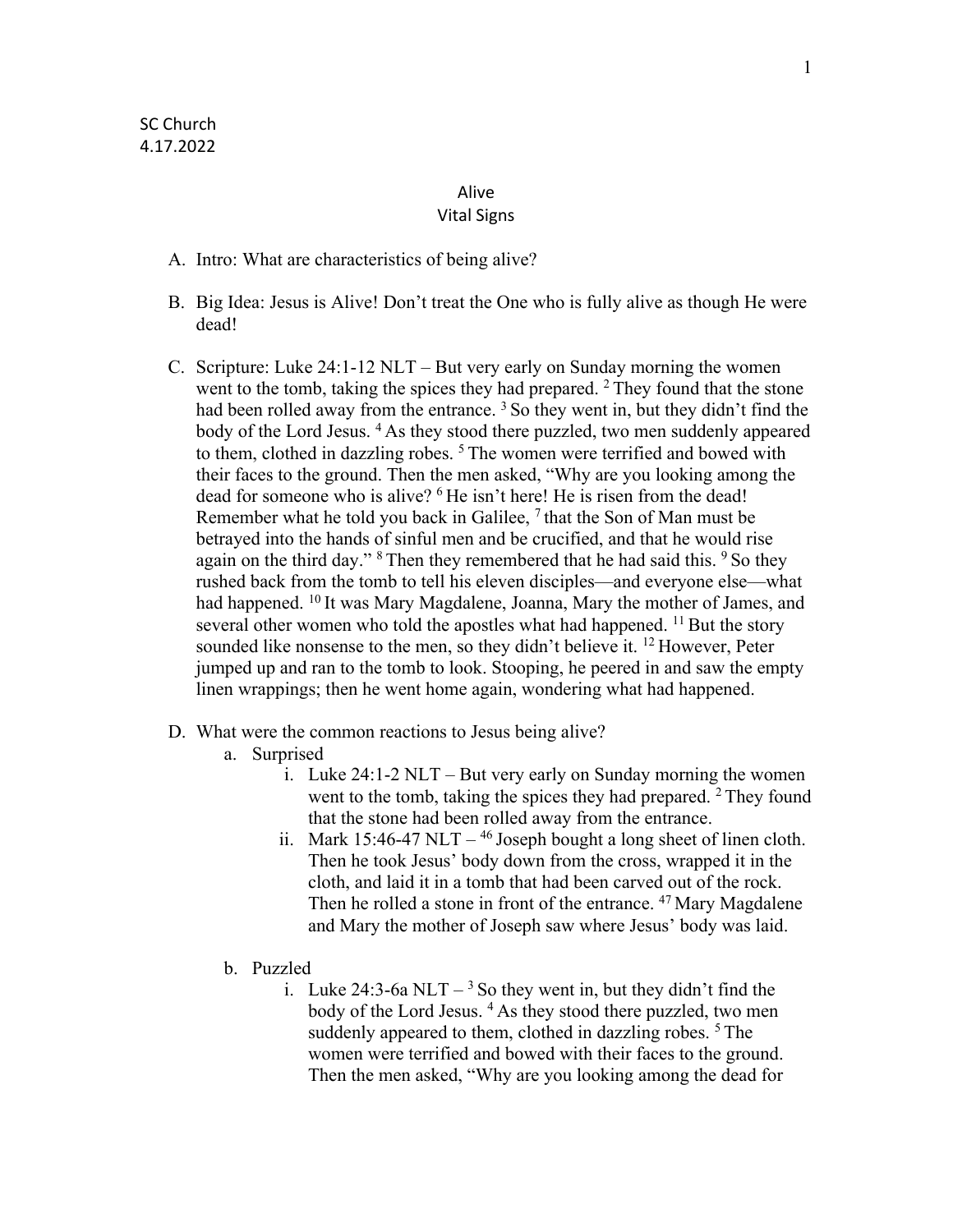SC Church
4.17.2022

# Alive
## Vital Signs

A. Intro: What are characteristics of being alive?

B. Big Idea: Jesus is Alive! Don't treat the One who is fully alive as though He were dead!

C. Scripture: Luke 24:1-12 NLT – But very early on Sunday morning the women went to the tomb, taking the spices they had prepared. [2] They found that the stone had been rolled away from the entrance. [3] So they went in, but they didn't find the body of the Lord Jesus. [4] As they stood there puzzled, two men suddenly appeared to them, clothed in dazzling robes. [5] The women were terrified and bowed with their faces to the ground. Then the men asked, "Why are you looking among the dead for someone who is alive? [6] He isn't here! He is risen from the dead! Remember what he told you back in Galilee, [7] that the Son of Man must be betrayed into the hands of sinful men and be crucified, and that he would rise again on the third day." [8] Then they remembered that he had said this. [9] So they rushed back from the tomb to tell his eleven disciples—and everyone else—what had happened. [10] It was Mary Magdalene, Joanna, Mary the mother of James, and several other women who told the apostles what had happened. [11] But the story sounded like nonsense to the men, so they didn't believe it. [12] However, Peter jumped up and ran to the tomb to look. Stooping, he peered in and saw the empty linen wrappings; then he went home again, wondering what had happened.

D. What were the common reactions to Jesus being alive?
   a. Surprised
      i. Luke 24:1-2 NLT – But very early on Sunday morning the women went to the tomb, taking the spices they had prepared. [2] They found that the stone had been rolled away from the entrance.
      ii. Mark 15:46-47 NLT – [46] Joseph bought a long sheet of linen cloth. Then he took Jesus' body down from the cross, wrapped it in the cloth, and laid it in a tomb that had been carved out of the rock. Then he rolled a stone in front of the entrance. [47] Mary Magdalene and Mary the mother of Joseph saw where Jesus' body was laid.

   b. Puzzled
      i. Luke 24:3-6a NLT – [3] So they went in, but they didn't find the body of the Lord Jesus. [4] As they stood there puzzled, two men suddenly appeared to them, clothed in dazzling robes. [5] The women were terrified and bowed with their faces to the ground. Then the men asked, "Why are you looking among the dead for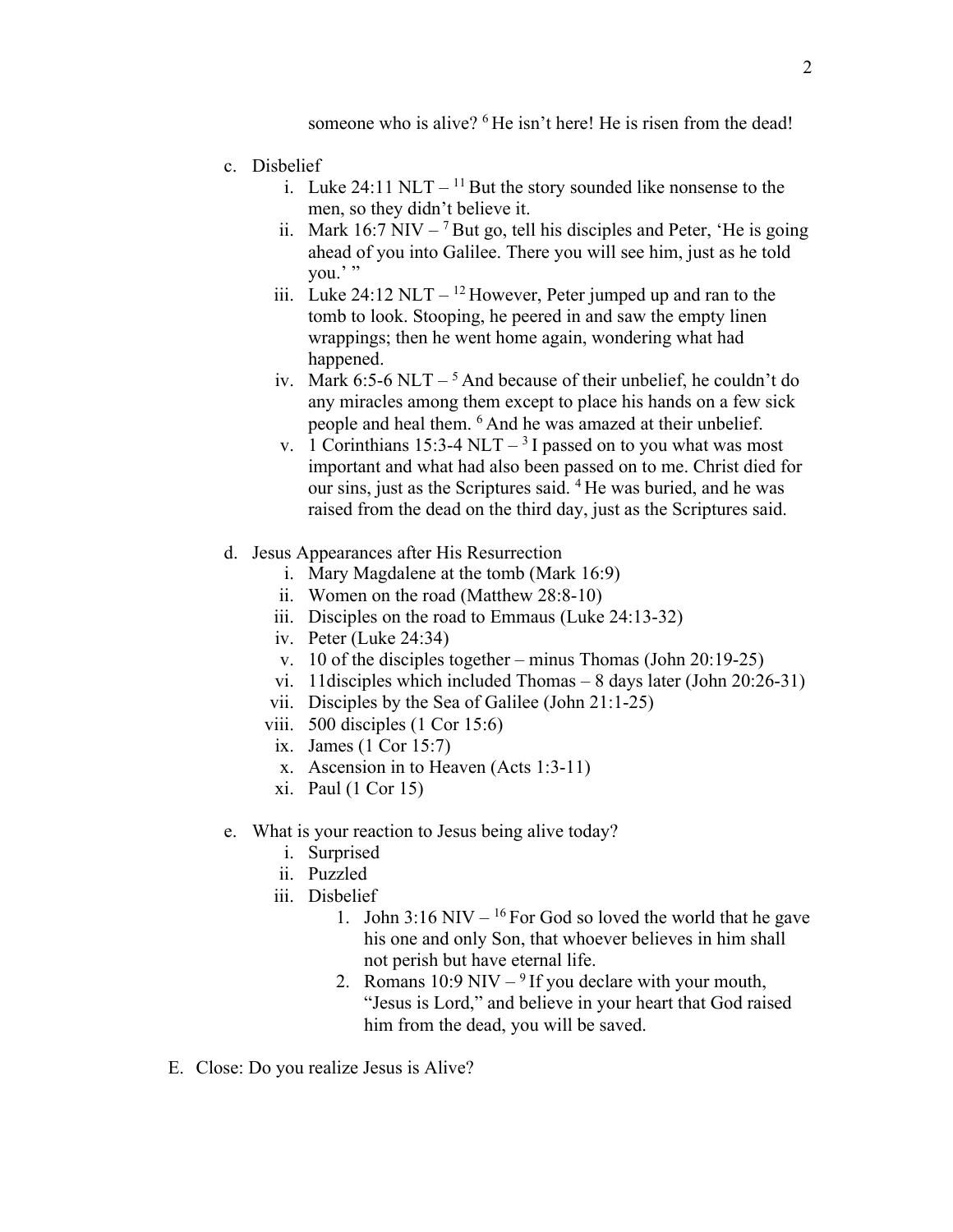someone who is alive? [6] He isn't here! He is risen from the dead!

c. Disbelief
   i. Luke 24:11 NLT – [11] But the story sounded like nonsense to the men, so they didn't believe it.
   ii. Mark 16:7 NIV – [7] But go, tell his disciples and Peter, 'He is going ahead of you into Galilee. There you will see him, just as he told you.' "
   iii. Luke 24:12 NLT – [12] However, Peter jumped up and ran to the tomb to look. Stooping, he peered in and saw the empty linen wrappings; then he went home again, wondering what had happened.
   iv. Mark 6:5-6 NLT – [5] And because of their unbelief, he couldn't do any miracles among them except to place his hands on a few sick people and heal them. [6] And he was amazed at their unbelief.
   v. 1 Corinthians 15:3-4 NLT – [3] I passed on to you what was most important and what had also been passed on to me. Christ died for our sins, just as the Scriptures said. [4] He was buried, and he was raised from the dead on the third day, just as the Scriptures said.

d. Jesus Appearances after His Resurrection
   i. Mary Magdalene at the tomb (Mark 16:9)
   ii. Women on the road (Matthew 28:8-10)
   iii. Disciples on the road to Emmaus (Luke 24:13-32)
   iv. Peter (Luke 24:34)
   v. 10 of the disciples together – minus Thomas (John 20:19-25)
   vi. 11disciples which included Thomas – 8 days later (John 20:26-31)
   vii. Disciples by the Sea of Galilee (John 21:1-25)
   viii. 500 disciples (1 Cor 15:6)
   ix. James (1 Cor 15:7)
   x. Ascension in to Heaven (Acts 1:3-11)
   xi. Paul (1 Cor 15)

e. What is your reaction to Jesus being alive today?
   i. Surprised
   ii. Puzzled
   iii. Disbelief
      1. John 3:16 NIV – [16] For God so loved the world that he gave his one and only Son, that whoever believes in him shall not perish but have eternal life.
      2. Romans 10:9 NIV – [9] If you declare with your mouth, "Jesus is Lord," and believe in your heart that God raised him from the dead, you will be saved.

E. Close: Do you realize Jesus is Alive?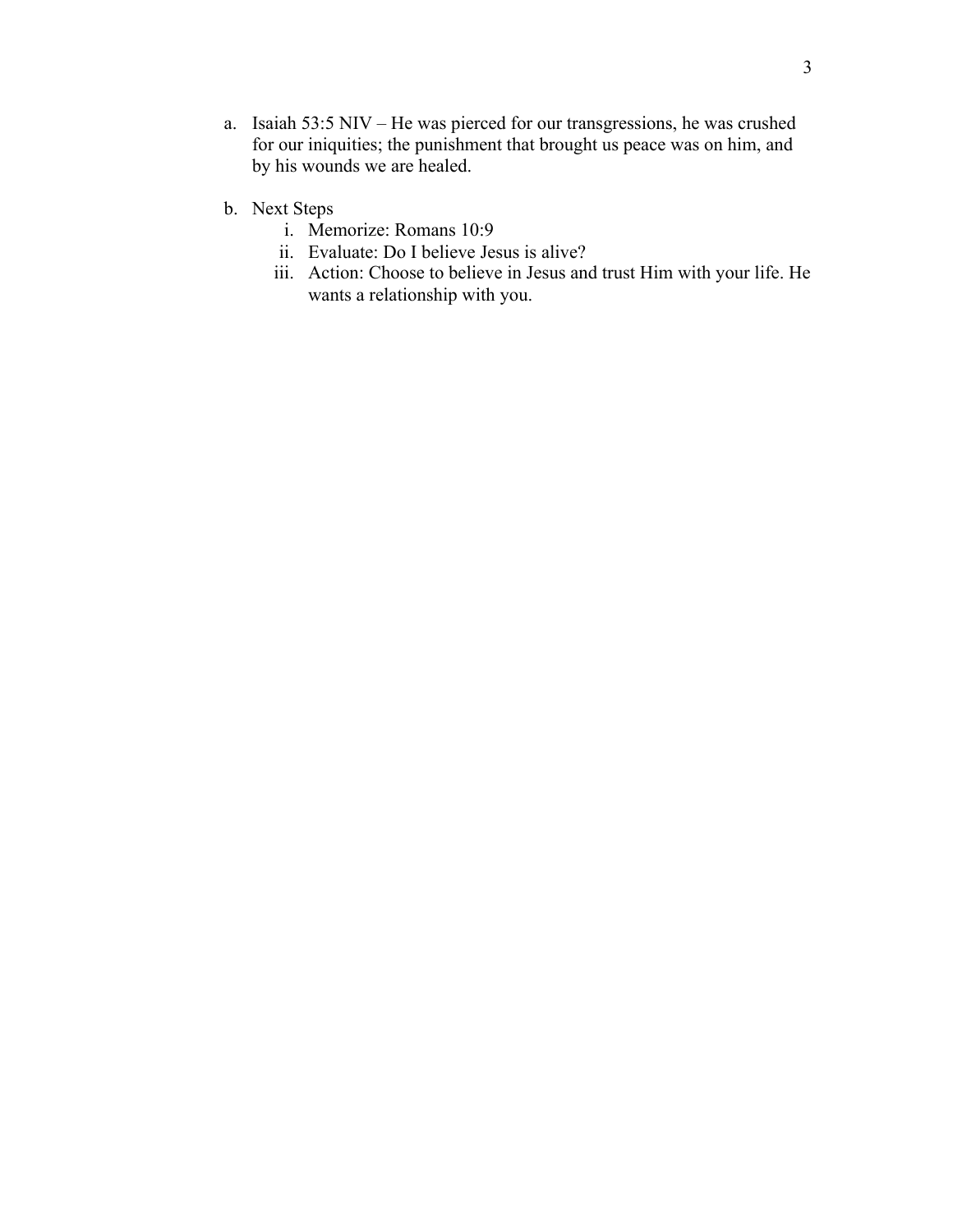a. Isaiah 53:5 NIV – He was pierced for our transgressions, he was crushed for our iniquities; the punishment that brought us peace was on him, and by his wounds we are healed.

b. Next Steps
    i. Memorize: Romans 10:9
    ii. Evaluate: Do I believe Jesus is alive?
    iii. Action: Choose to believe in Jesus and trust Him with your life. He wants a relationship with you.